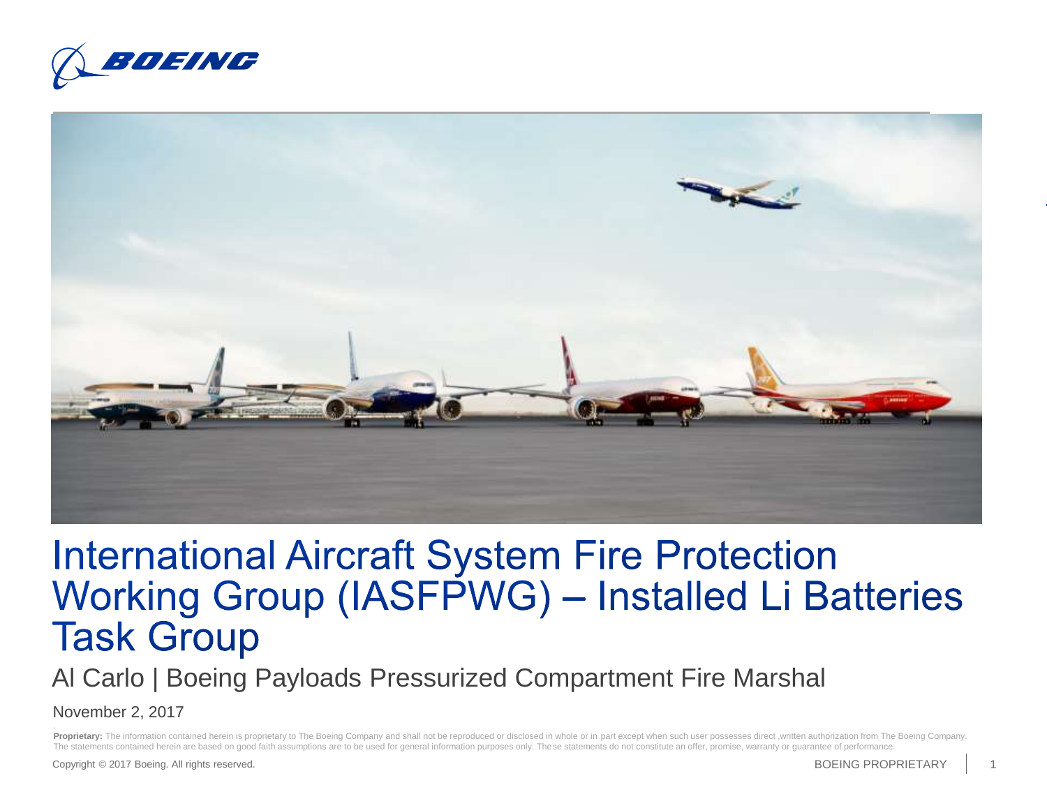# International Aircraft System Fire Protection Working Group (IASFPWG) – Installed Li Batteries Task Group

Al Carlo | Boeing Payloads Pressurized Compartment Fire Marshal

November 2, 2017

**Proprietary:** The information contained herein is proprietary to The Boeing Company and shall not be reproduced or disclosed in whole or in part except when such user possesses direct ,written authorization from The Boeing Company. The statements contained herein are based on good faith assumptions are to be used for general information purposes only. These statements do not constitute an offer, promise, warranty or guarantee of performance.

Copyright © 2017 Boeing. All rights reserved.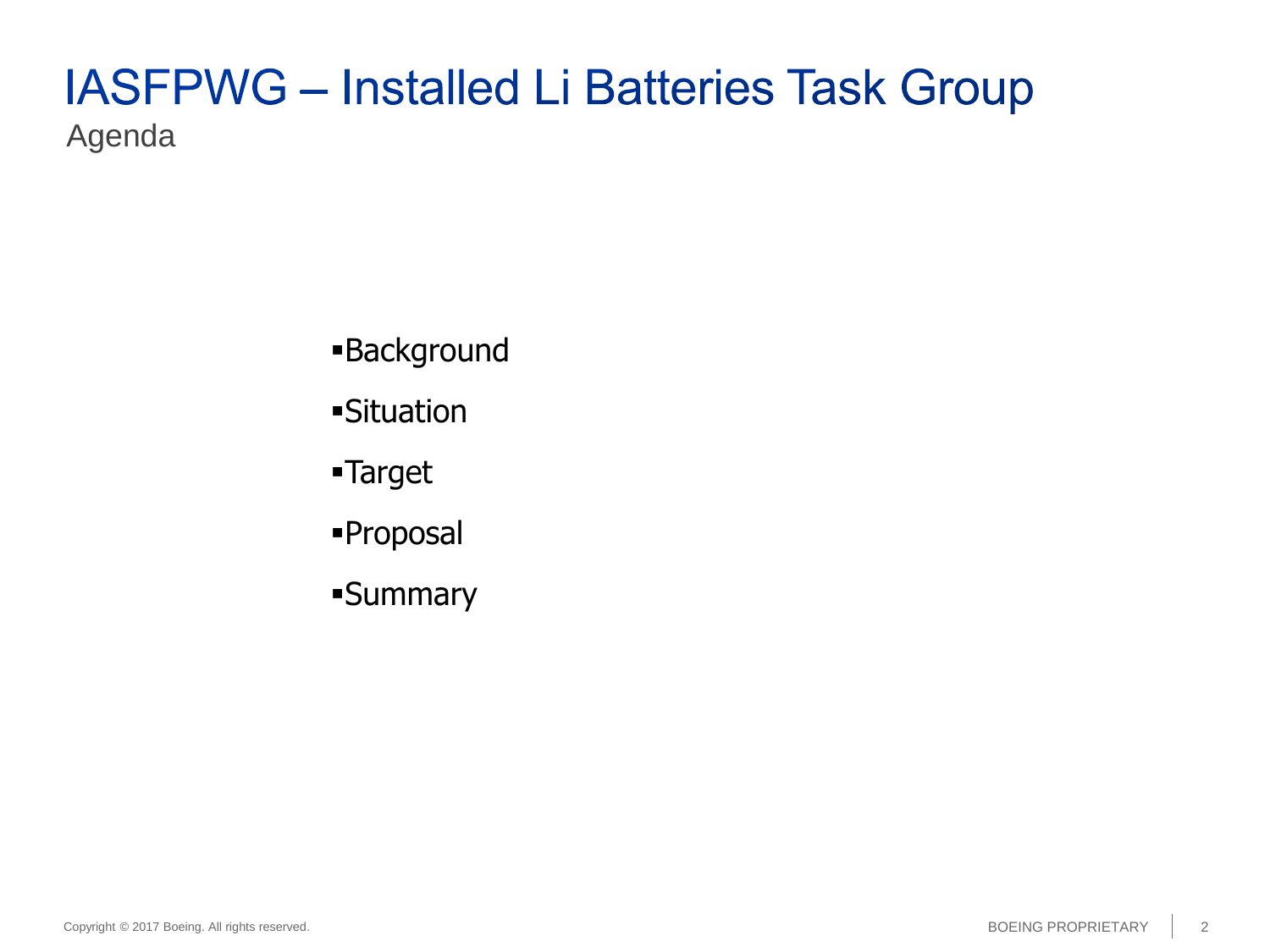# IASFPWG – Installed Li Batteries Task Group

## Agenda

- Background
- Situation
- Target
- Proposal
- Summary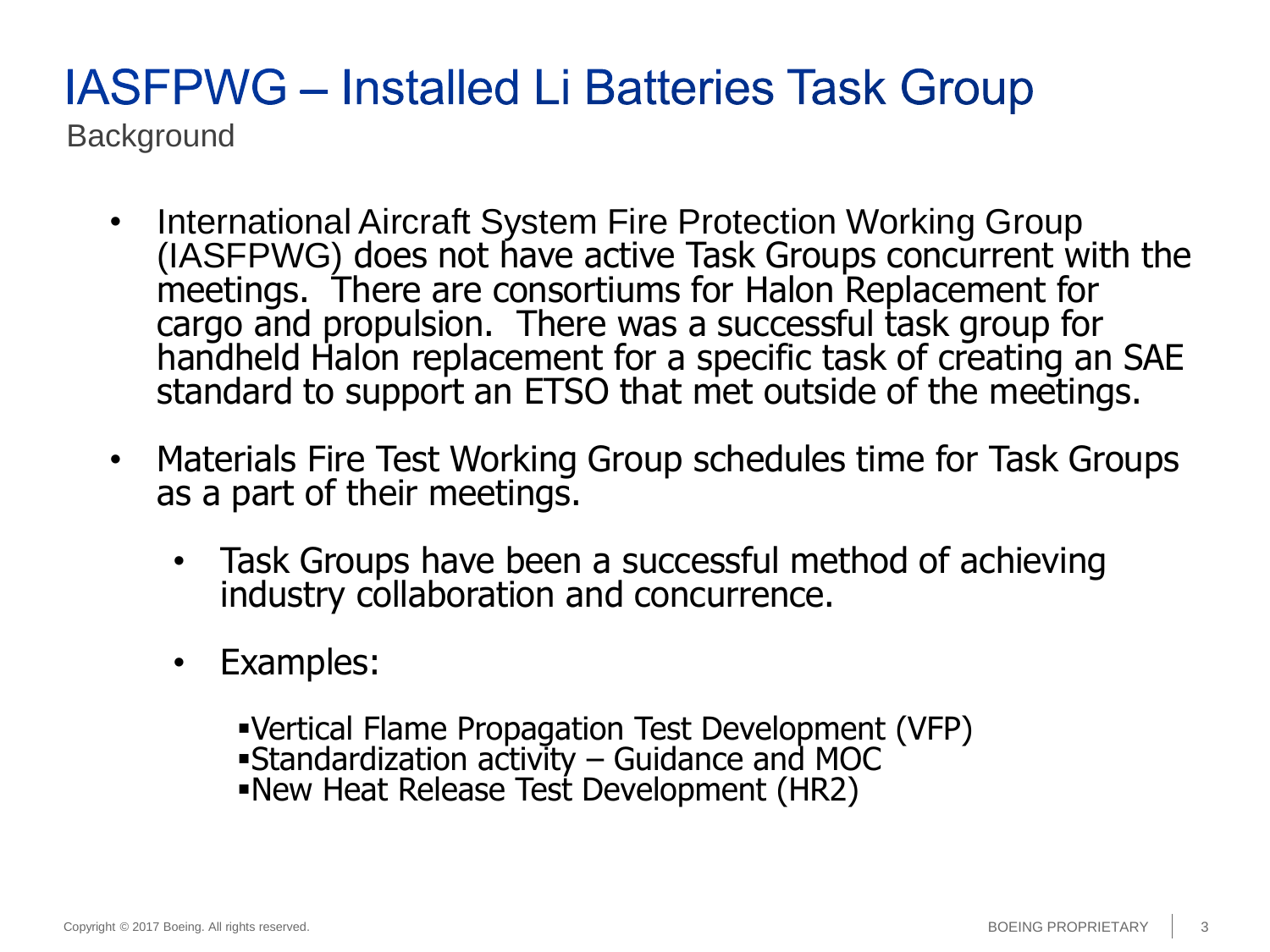# IASFPWG – Installed Li Batteries Task Group

## Background

- International Aircraft System Fire Protection Working Group (IASFPWG) does not have active Task Groups concurrent with the meetings. There are consortiums for Halon Replacement for cargo and propulsion. There was a successful task group for handheld Halon replacement for a specific task of creating an SAE standard to support an ETSO that met outside of the meetings.
- Materials Fire Test Working Group schedules time for Task Groups as a part of their meetings.
  - Task Groups have been a successful method of achieving industry collaboration and concurrence.
  - Examples:
    - Vertical Flame Propagation Test Development (VFP)
    - Standardization activity – Guidance and MOC
    - New Heat Release Test Development (HR2)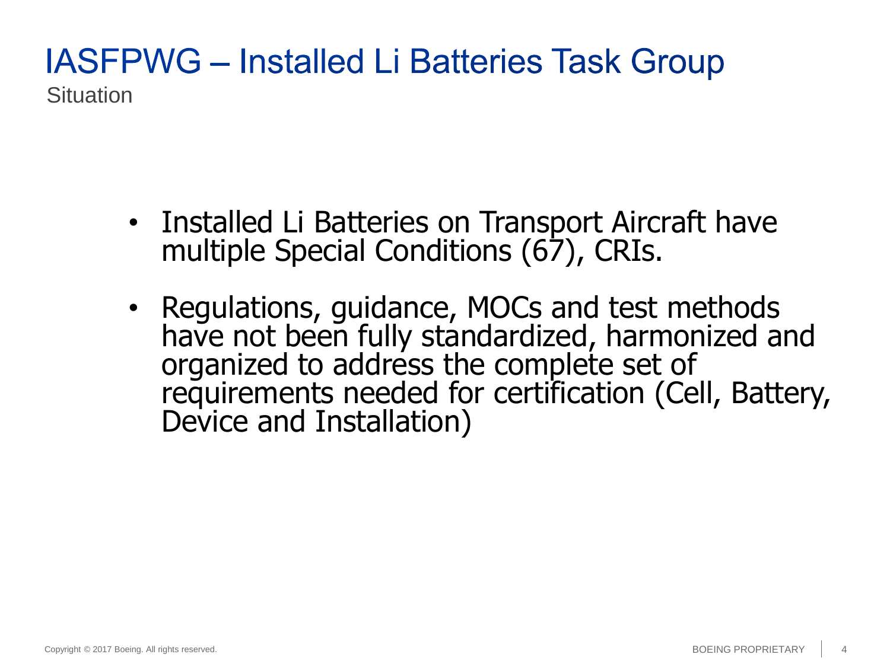# IASFPWG – Installed Li Batteries Task Group

## Situation

- Installed Li Batteries on Transport Aircraft have multiple Special Conditions (67), CRIs.
- Regulations, guidance, MOCs and test methods have not been fully standardized, harmonized and organized to address the complete set of requirements needed for certification (Cell, Battery, Device and Installation)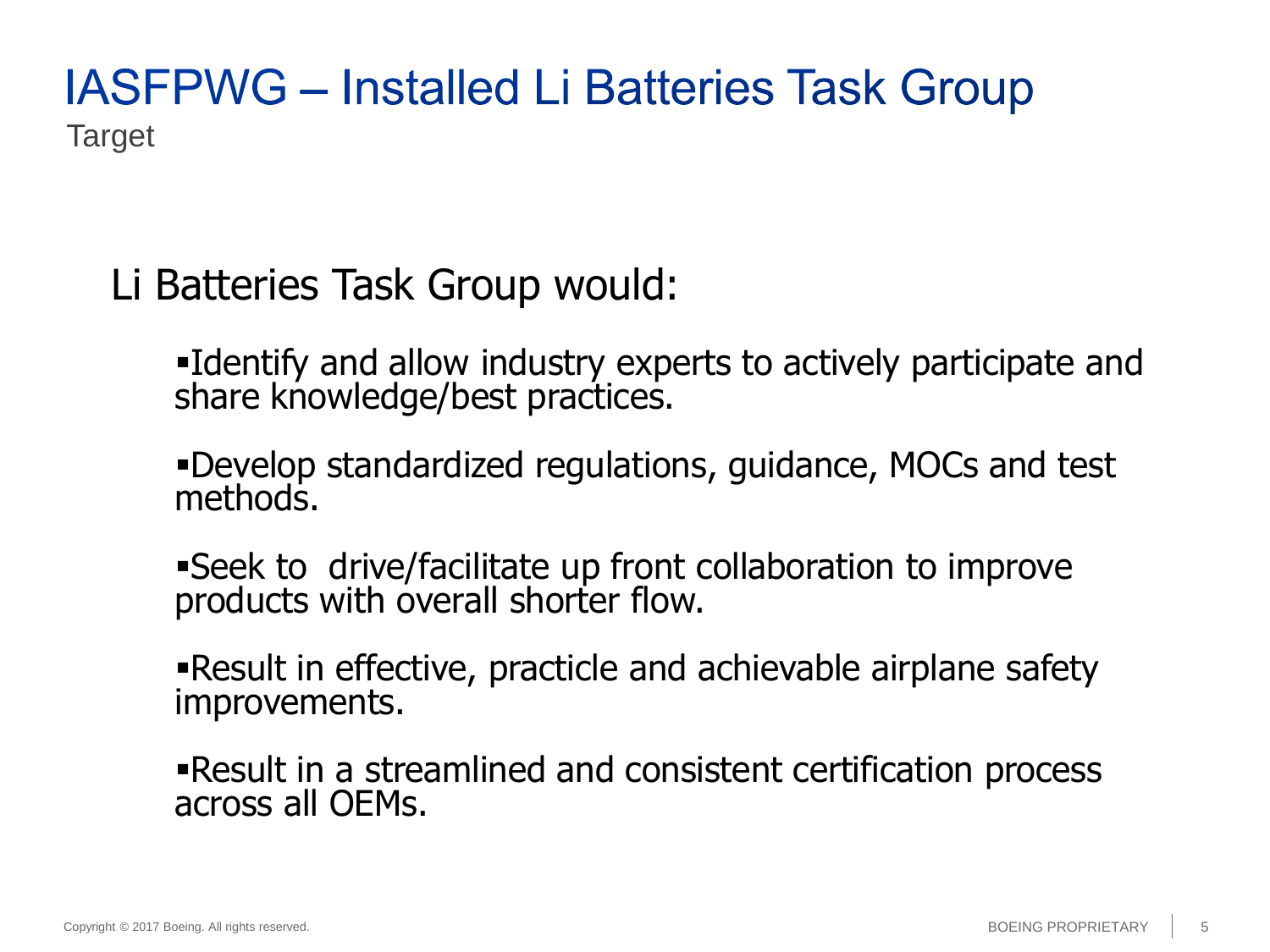# IASFPWG – Installed Li Batteries Task Group

Target

Li Batteries Task Group would:

- Identify and allow industry experts to actively participate and share knowledge/best practices.
- Develop standardized regulations, guidance, MOCs and test methods.
- Seek to drive/facilitate up front collaboration to improve products with overall shorter flow.
- Result in effective, practicle and achievable airplane safety improvements.
- Result in a streamlined and consistent certification process across all OEMs.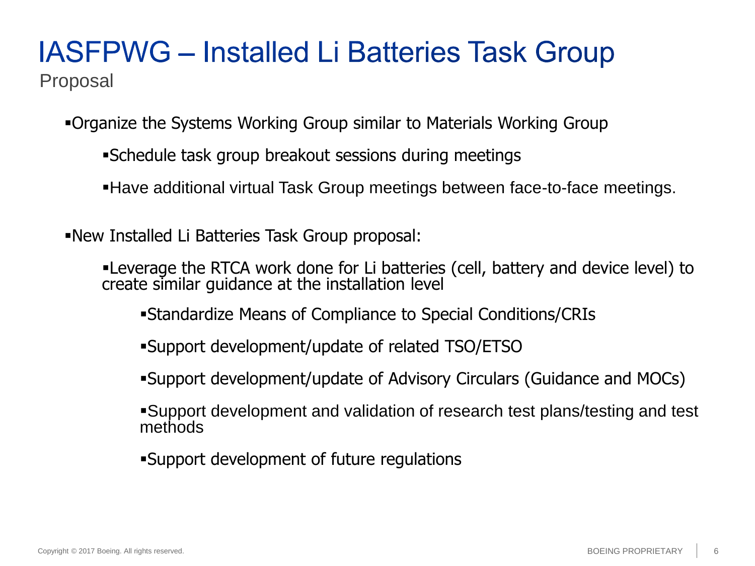# IASFPWG – Installed Li Batteries Task Group

Proposal

- Organize the Systems Working Group similar to Materials Working Group
  - Schedule task group breakout sessions during meetings
  - Have additional virtual Task Group meetings between face-to-face meetings.

- New Installed Li Batteries Task Group proposal:
  - Leverage the RTCA work done for Li batteries (cell, battery and device level) to create similar guidance at the installation level
    - Standardize Means of Compliance to Special Conditions/CRIs
    - Support development/update of related TSO/ETSO
    - Support development/update of Advisory Circulars (Guidance and MOCs)
    - Support development and validation of research test plans/testing and test methods
    - Support development of future regulations

Copyright © 2017 Boeing. All rights reserved.

BOEING PROPRIETARY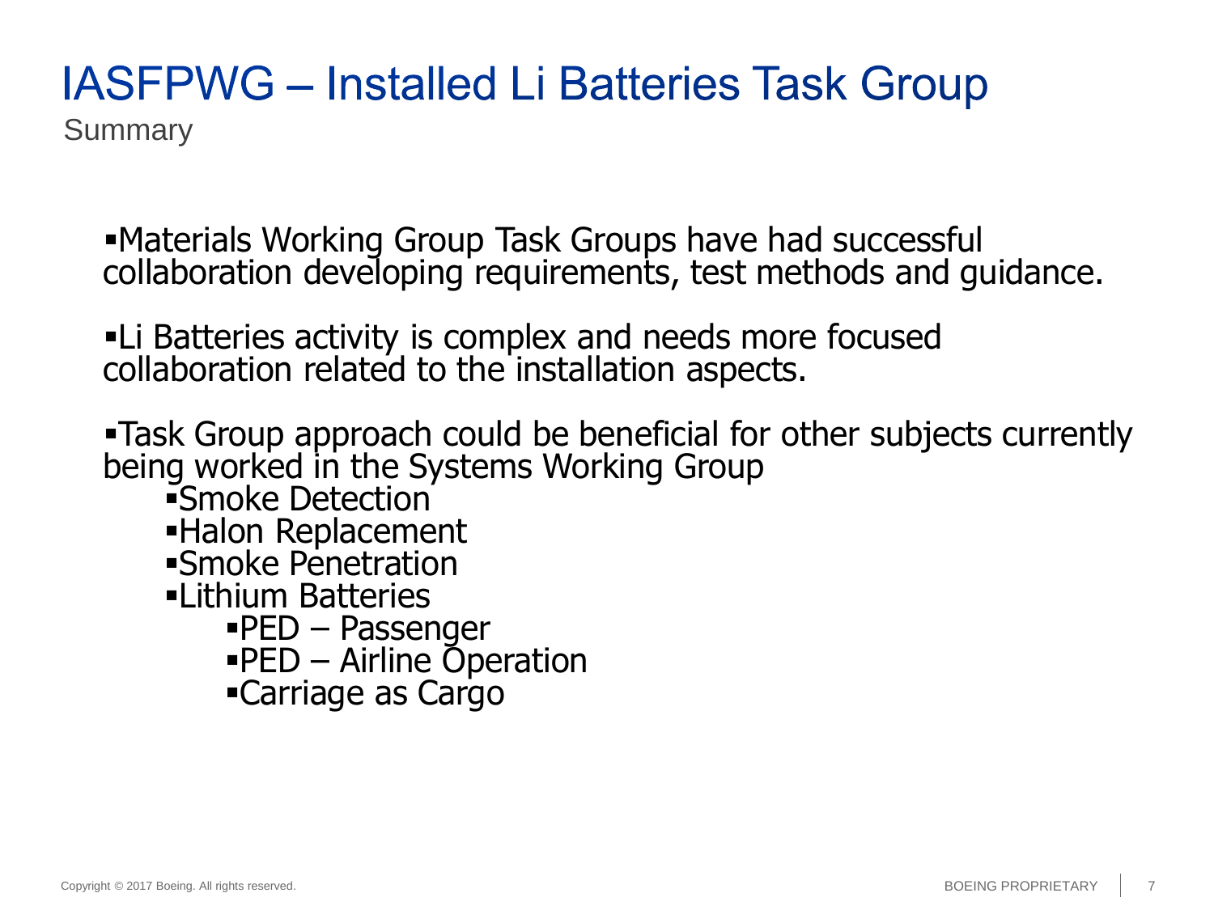# IASFPWG – Installed Li Batteries Task Group

Summary

- Materials Working Group Task Groups have had successful collaboration developing requirements, test methods and guidance.

- Li Batteries activity is complex and needs more focused collaboration related to the installation aspects.

- Task Group approach could be beneficial for other subjects currently being worked in the Systems Working Group
  - Smoke Detection
  - Halon Replacement
  - Smoke Penetration
  - Lithium Batteries
    - PED – Passenger
    - PED – Airline Operation
    - Carriage as Cargo

Copyright © 2017 Boeing. All rights reserved.

BOEING PROPRIETARY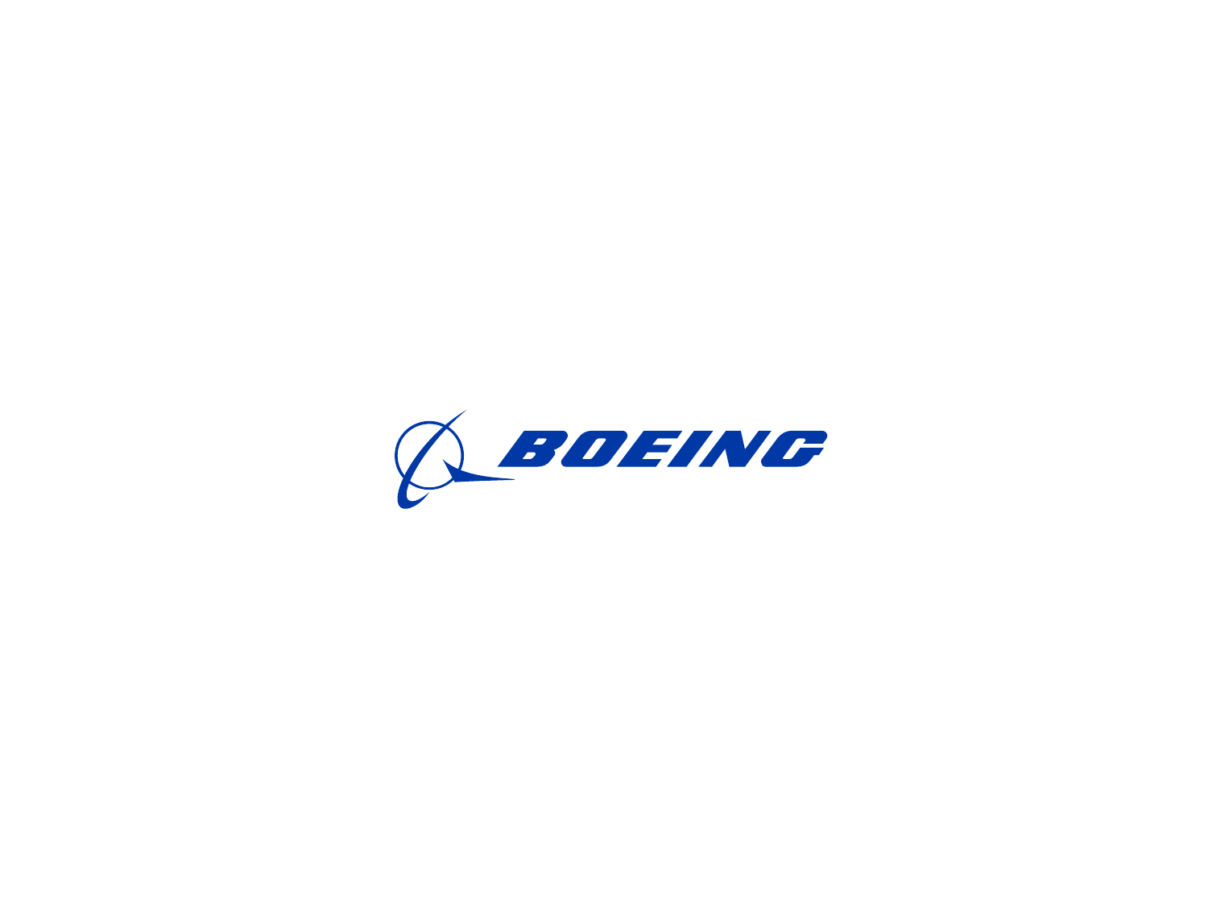BOEING